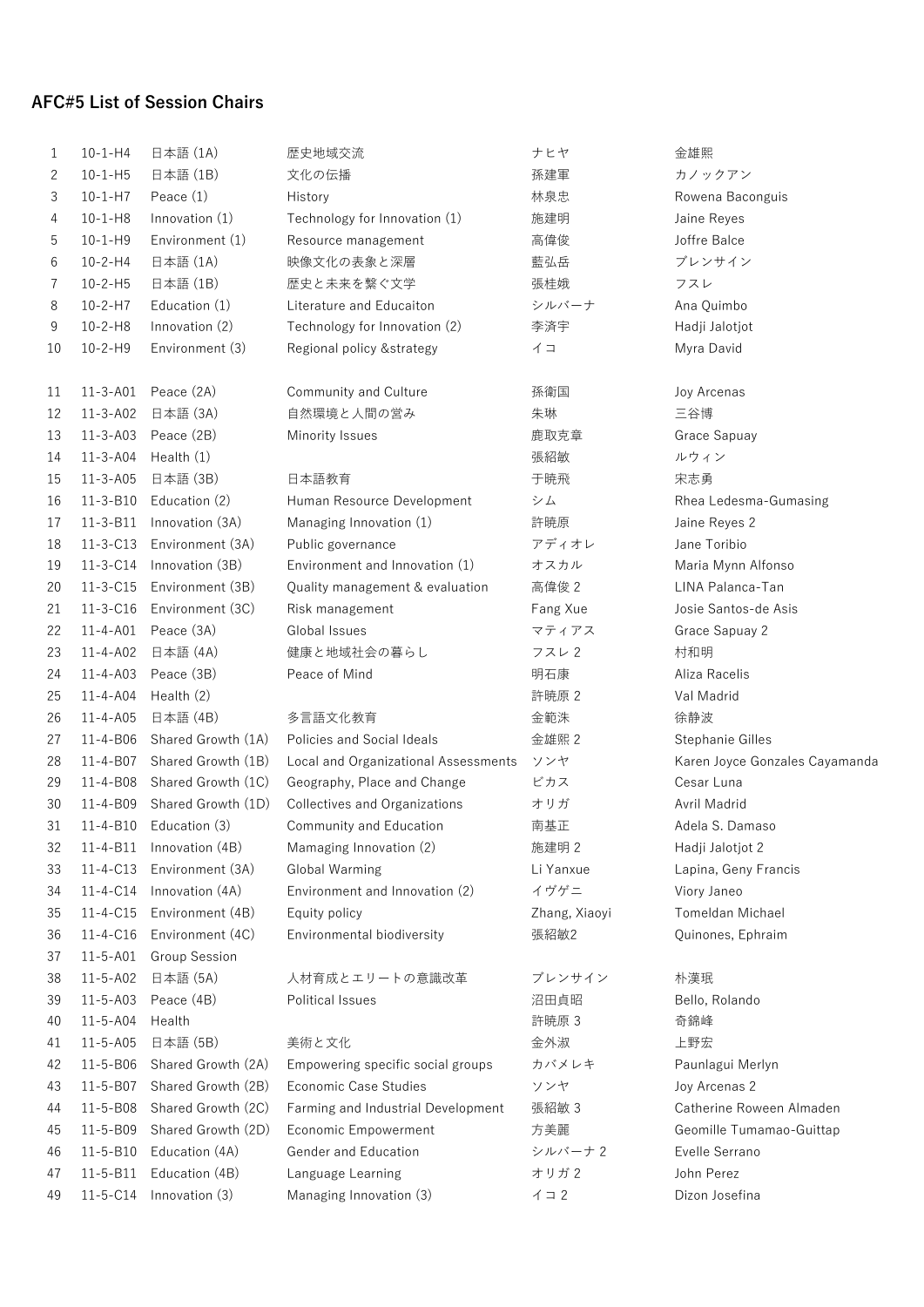## AFC#5 List of Session Chairs

| | | | | | |
|---|---|---|---|---|---|
| 1 | 10-1-H4 | 日本語 (1A) | 歴史地域交流 | ナヒヤ | 金雄熙 |
| 2 | 10-1-H5 | 日本語 (1B) | 文化の伝播 | 孫建軍 | カノックアン |
| 3 | 10-1-H7 | Peace (1) | History | 林泉忠 | Rowena Baconguis |
| 4 | 10-1-H8 | Innovation (1) | Technology for Innovation (1) | 施建明 | Jaine Reyes |
| 5 | 10-1-H9 | Environment (1) | Resource management | 高偉俊 | Joffre Balce |
| 6 | 10-2-H4 | 日本語 (1A) | 映像文化の表象と深層 | 藍弘岳 | ブレンサイン |
| 7 | 10-2-H5 | 日本語 (1B) | 歴史と未来を繋ぐ文学 | 張桂娥 | フスレ |
| 8 | 10-2-H7 | Education (1) | Literature and Educaiton | シルバーナ | Ana Quimbo |
| 9 | 10-2-H8 | Innovation (2) | Technology for Innovation (2) | 李済宇 | Hadji Jalotjot |
| 10 | 10-2-H9 | Environment (3) | Regional policy &strategy | イコ | Myra David |
| 11 | 11-3-A01 | Peace (2A) | Community and Culture | 孫衛国 | Joy Arcenas |
| 12 | 11-3-A02 | 日本語 (3A) | 自然環境と人間の営み | 朱琳 | 三谷博 |
| 13 | 11-3-A03 | Peace (2B) | Minority Issues | 鹿取克章 | Grace Sapuay |
| 14 | 11-3-A04 | Health (1) | | 張紹敏 | ルウィン |
| 15 | 11-3-A05 | 日本語 (3B) | 日本語教育 | 于暁飛 | 宋志勇 |
| 16 | 11-3-B10 | Education (2) | Human Resource Development | シム | Rhea Ledesma-Gumasing |
| 17 | 11-3-B11 | Innovation (3A) | Managing Innovation (1) | 許暁原 | Jaine Reyes 2 |
| 18 | 11-3-C13 | Environment (3A) | Public governance | アディオレ | Jane Toribio |
| 19 | 11-3-C14 | Innovation (3B) | Environment and Innovation (1) | オスカル | Maria Mynn Alfonso |
| 20 | 11-3-C15 | Environment (3B) | Quality management & evaluation | 高偉俊 2 | LINA Palanca-Tan |
| 21 | 11-3-C16 | Environment (3C) | Risk management | Fang Xue | Josie Santos-de Asis |
| 22 | 11-4-A01 | Peace (3A) | Global Issues | マティアス | Grace Sapuay 2 |
| 23 | 11-4-A02 | 日本語 (4A) | 健康と地域社会の暮らし | フスレ 2 | 村和明 |
| 24 | 11-4-A03 | Peace (3B) | Peace of Mind | 明石康 | Aliza Racelis |
| 25 | 11-4-A04 | Health (2) | | 許暁原 2 | Val Madrid |
| 26 | 11-4-A05 | 日本語 (4B) | 多言語文化教育 | 金範洙 | 徐静波 |
| 27 | 11-4-B06 | Shared Growth (1A) | Policies and Social Ideals | 金雄熙 2 | Stephanie Gilles |
| 28 | 11-4-B07 | Shared Growth (1B) | Local and Organizational Assessments | ソンヤ | Karen Joyce Gonzales Cayamanda |
| 29 | 11-4-B08 | Shared Growth (1C) | Geography, Place and Change | ビカス | Cesar Luna |
| 30 | 11-4-B09 | Shared Growth (1D) | Collectives and Organizations | オリガ | Avril Madrid |
| 31 | 11-4-B10 | Education (3) | Community and Education | 南基正 | Adela S. Damaso |
| 32 | 11-4-B11 | Innovation (4B) | Mamaging Innovation (2) | 施建明 2 | Hadji Jalotjot 2 |
| 33 | 11-4-C13 | Environment (3A) | Global Warming | Li Yanxue | Lapina, Geny Francis |
| 34 | 11-4-C14 | Innovation (4A) | Environment and Innovation (2) | イヴゲニ | Viory Janeo |
| 35 | 11-4-C15 | Environment (4B) | Equity policy | Zhang, Xiaoyi | Tomeldan Michael |
| 36 | 11-4-C16 | Environment (4C) | Environmental biodiversity | 張紹敏2 | Quinones, Ephraim |
| 37 | 11-5-A01 | Group Session | | | |
| 38 | 11-5-A02 | 日本語 (5A) | 人材育成とエリートの意識改革 | ブレンサイン | 朴漢珉 |
| 39 | 11-5-A03 | Peace (4B) | Political Issues | 沼田貞昭 | Bello, Rolando |
| 40 | 11-5-A04 | Health | | 許暁原 3 | 奇錦峰 |
| 41 | 11-5-A05 | 日本語 (5B) | 美術と文化 | 金外淑 | 上野宏 |
| 42 | 11-5-B06 | Shared Growth (2A) | Empowering specific social groups | カバメレキ | Paunlagui Merlyn |
| 43 | 11-5-B07 | Shared Growth (2B) | Economic Case Studies | ソンヤ | Joy Arcenas 2 |
| 44 | 11-5-B08 | Shared Growth (2C) | Farming and Industrial Development | 張紹敏 3 | Catherine Roween Almaden |
| 45 | 11-5-B09 | Shared Growth (2D) | Economic Empowerment | 方美麗 | Geomille Tumamao-Guittap |
| 46 | 11-5-B10 | Education (4A) | Gender and Education | シルバーナ 2 | Evelle Serrano |
| 47 | 11-5-B11 | Education (4B) | Language Learning | オリガ 2 | John Perez |
| 49 | 11-5-C14 | Innovation (3) | Managing Innovation (3) | イコ 2 | Dizon Josefina |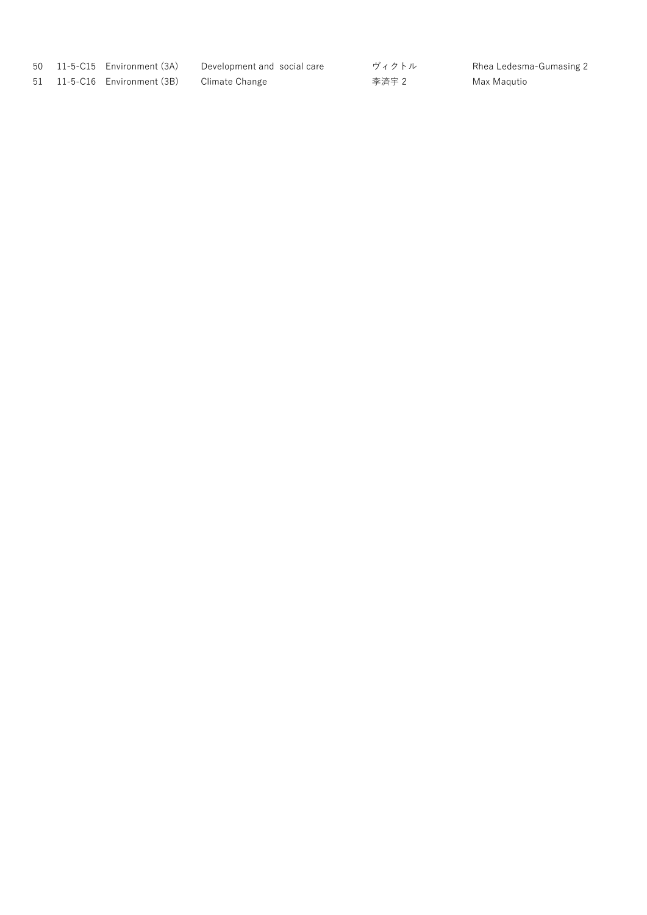| | | | | | |
|---|---|---|---|---|---|
| 50 | 11-5-C15 | Environment (3A) | Development and social care | ヴィクトル | Rhea Ledesma-Gumasing 2 |
| 51 | 11-5-C16 | Environment (3B) | Climate Change | 李済宇 2 | Max Maqutio |